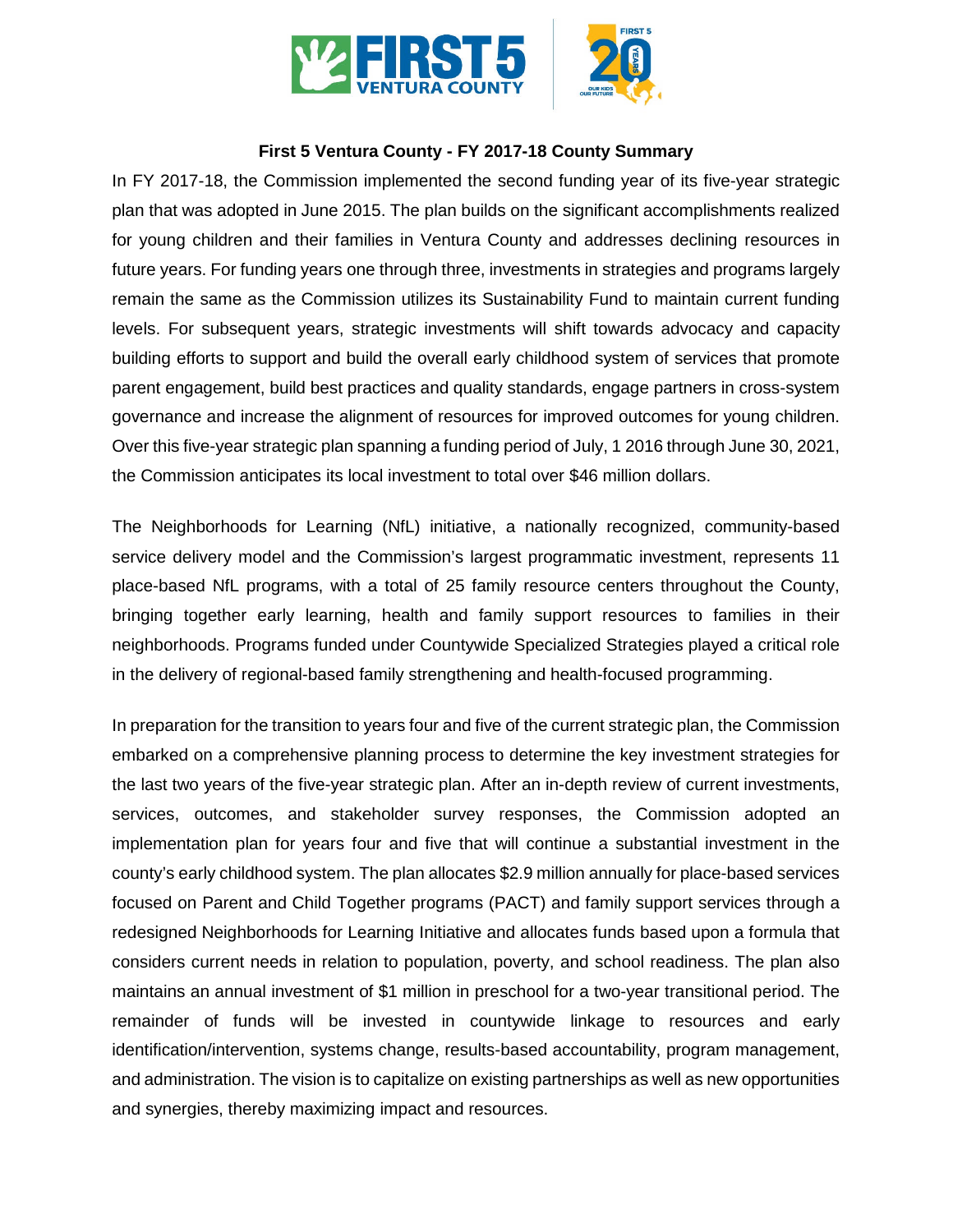## First 5 Ventura County - FY 2017-18 County Summary

In FY 2017-18, the Commission implemented the second funding year of its five-year strategic plan that was adopted in June 2015. The plan builds on the significant accomplishments realized for young children and their families in Ventura County and addresses declining resources in future years. For funding years one through three, investments in strategies and programs largely remain the same as the Commission utilizes its Sustainability Fund to maintain current funding levels. For subsequent years, strategic investments will shift towards advocacy and capacity building efforts to support and build the overall early childhood system of services that promote parent engagement, build best practices and quality standards, engage partners in cross-system governance and increase the alignment of resources for improved outcomes for young children. Over this five-year strategic plan spanning a funding period of July, 1 2016 through June 30, 2021, the Commission anticipates its local investment to total over $46 million dollars.

The Neighborhoods for Learning (NfL) initiative, a nationally recognized, community-based service delivery model and the Commission's largest programmatic investment, represents 11 place-based NfL programs, with a total of 25 family resource centers throughout the County, bringing together early learning, health and family support resources to families in their neighborhoods. Programs funded under Countywide Specialized Strategies played a critical role in the delivery of regional-based family strengthening and health-focused programming.

In preparation for the transition to years four and five of the current strategic plan, the Commission embarked on a comprehensive planning process to determine the key investment strategies for the last two years of the five-year strategic plan. After an in-depth review of current investments, services, outcomes, and stakeholder survey responses, the Commission adopted an implementation plan for years four and five that will continue a substantial investment in the county's early childhood system. The plan allocates $2.9 million annually for place-based services focused on Parent and Child Together programs (PACT) and family support services through a redesigned Neighborhoods for Learning Initiative and allocates funds based upon a formula that considers current needs in relation to population, poverty, and school readiness. The plan also maintains an annual investment of $1 million in preschool for a two-year transitional period. The remainder of funds will be invested in countywide linkage to resources and early identification/intervention, systems change, results-based accountability, program management, and administration. The vision is to capitalize on existing partnerships as well as new opportunities and synergies, thereby maximizing impact and resources.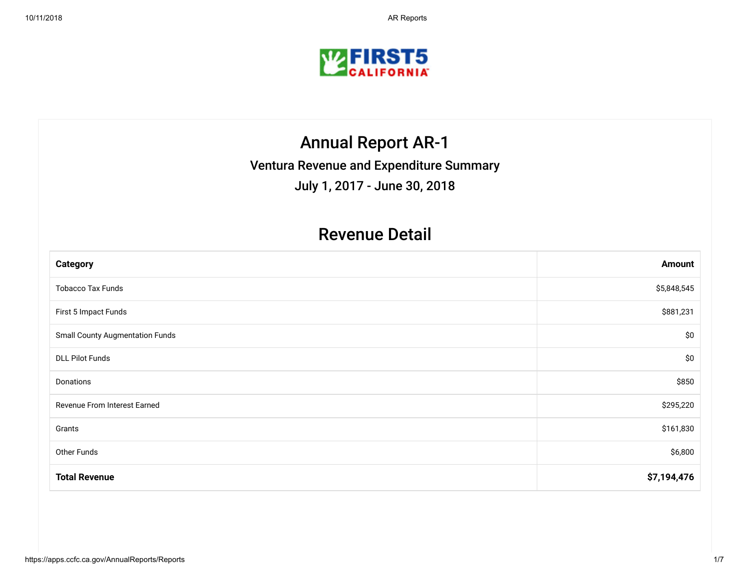# Annual Report AR-1

## Ventura Revenue and Expenditure Summary

## July 1, 2017 - June 30, 2018

## Revenue Detail

| Category | Amount |
|---|---:|
| Tobacco Tax Funds | $5,848,545 |
| First 5 Impact Funds | $881,231 |
| Small County Augmentation Funds | $0 |
| DLL Pilot Funds | $0 |
| Donations | $850 |
| Revenue From Interest Earned | $295,220 |
| Grants | $161,830 |
| Other Funds | $6,800 |
| **Total Revenue** | **$7,194,476** |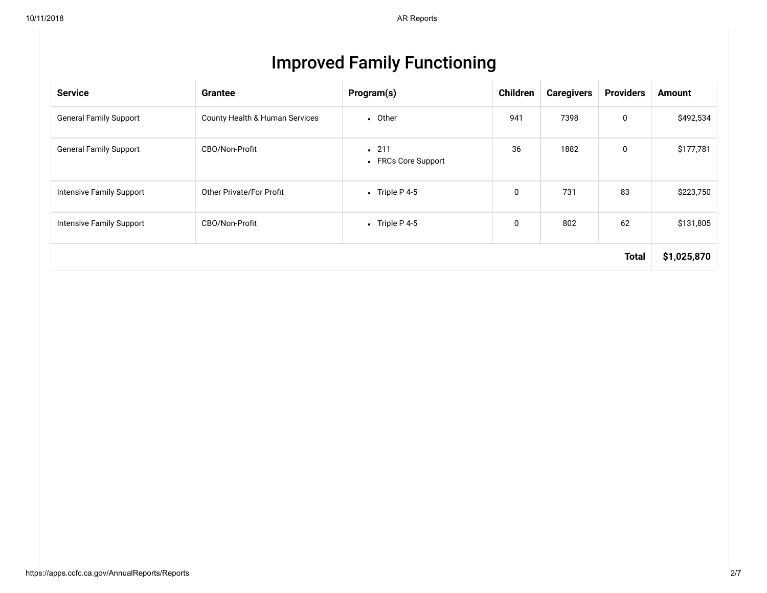# Improved Family Functioning

| Service | Grantee | Program(s) | Children | Caregivers | Providers | Amount |
|---|---|---|---|---|---|---|
| General Family Support | County Health & Human Services | • Other | 941 | 7398 | 0 | $492,534 |
| General Family Support | CBO/Non-Profit | • 211<br>• FRCs Core Support | 36 | 1882 | 0 | $177,781 |
| Intensive Family Support | Other Private/For Profit | • Triple P 4-5 | 0 | 731 | 83 | $223,750 |
| Intensive Family Support | CBO/Non-Profit | • Triple P 4-5 | 0 | 802 | 62 | $131,805 |
| | | | | | **Total** | **$1,025,870** |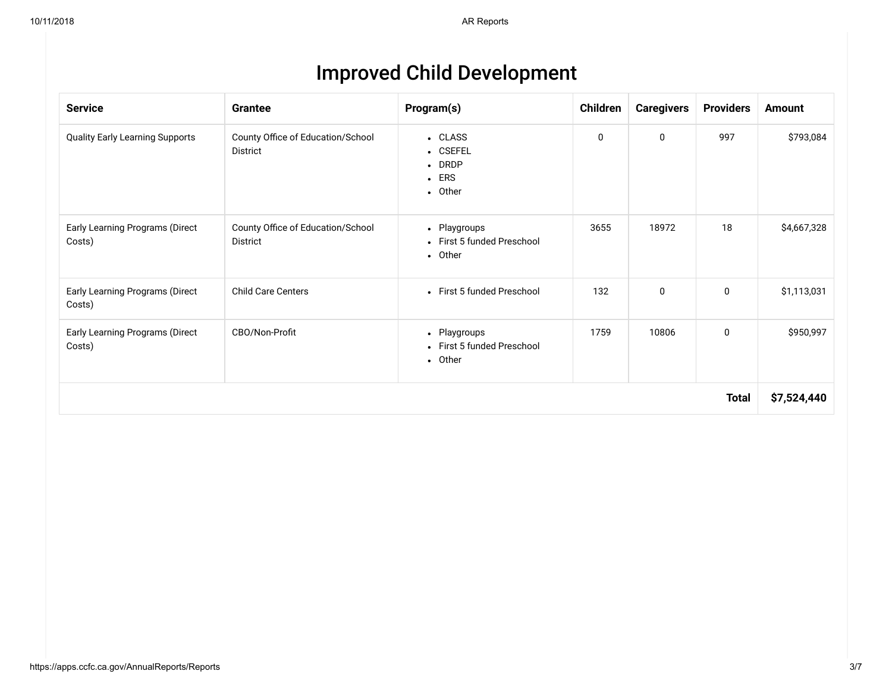# Improved Child Development

| Service | Grantee | Program(s) | Children | Caregivers | Providers | Amount |
|---|---|---|---|---|---|---|
| Quality Early Learning Supports | County Office of Education/School District | • CLASS<br>• CSEFEL<br>• DRDP<br>• ERS<br>• Other | 0 | 0 | 997 | $793,084 |
| Early Learning Programs (Direct Costs) | County Office of Education/School District | • Playgroups<br>• First 5 funded Preschool<br>• Other | 3655 | 18972 | 18 | $4,667,328 |
| Early Learning Programs (Direct Costs) | Child Care Centers | • First 5 funded Preschool | 132 | 0 | 0 | $1,113,031 |
| Early Learning Programs (Direct Costs) | CBO/Non-Profit | • Playgroups<br>• First 5 funded Preschool<br>• Other | 1759 | 10806 | 0 | $950,997 |
| | | | | | **Total** | **$7,524,440** |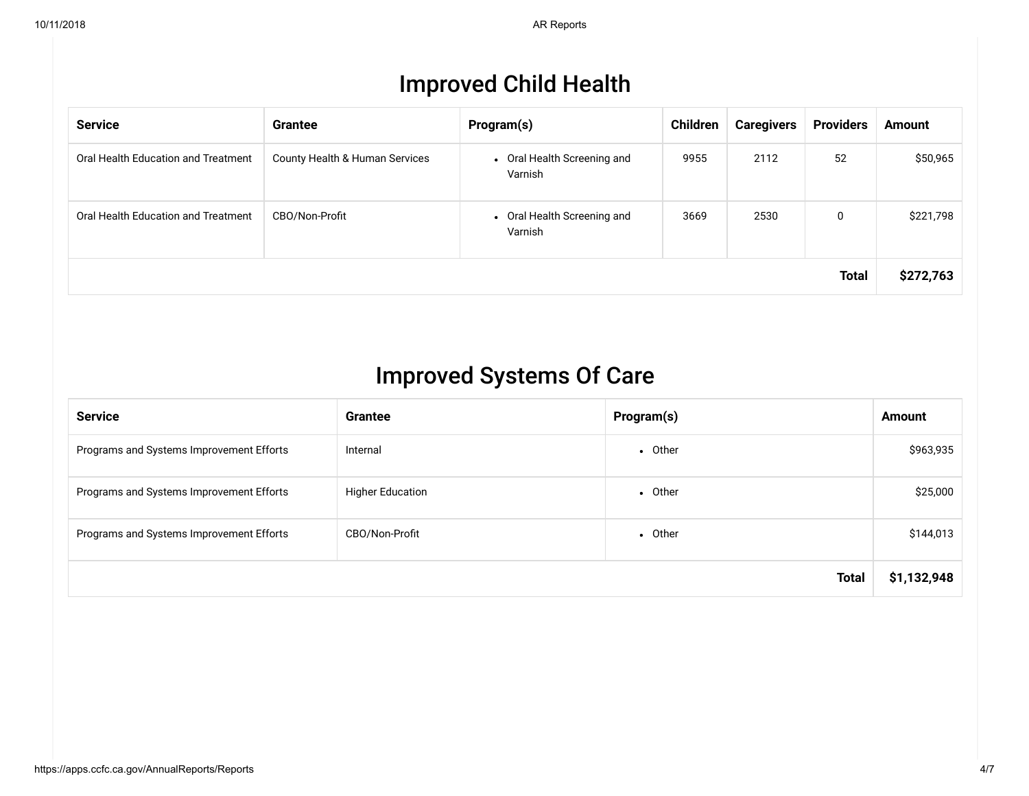# Improved Child Health

| Service | Grantee | Program(s) | Children | Caregivers | Providers | Amount |
|---|---|---|---|---|---|---|
| Oral Health Education and Treatment | County Health & Human Services | • Oral Health Screening and Varnish | 9955 | 2112 | 52 | $50,965 |
| Oral Health Education and Treatment | CBO/Non-Profit | • Oral Health Screening and Varnish | 3669 | 2530 | 0 | $221,798 |
| | | | | | **Total** | **$272,763** |

# Improved Systems Of Care

| Service | Grantee | Program(s) | Amount |
|---|---|---|---|
| Programs and Systems Improvement Efforts | Internal | • Other | $963,935 |
| Programs and Systems Improvement Efforts | Higher Education | • Other | $25,000 |
| Programs and Systems Improvement Efforts | CBO/Non-Profit | • Other | $144,013 |
| | | **Total** | **$1,132,948** |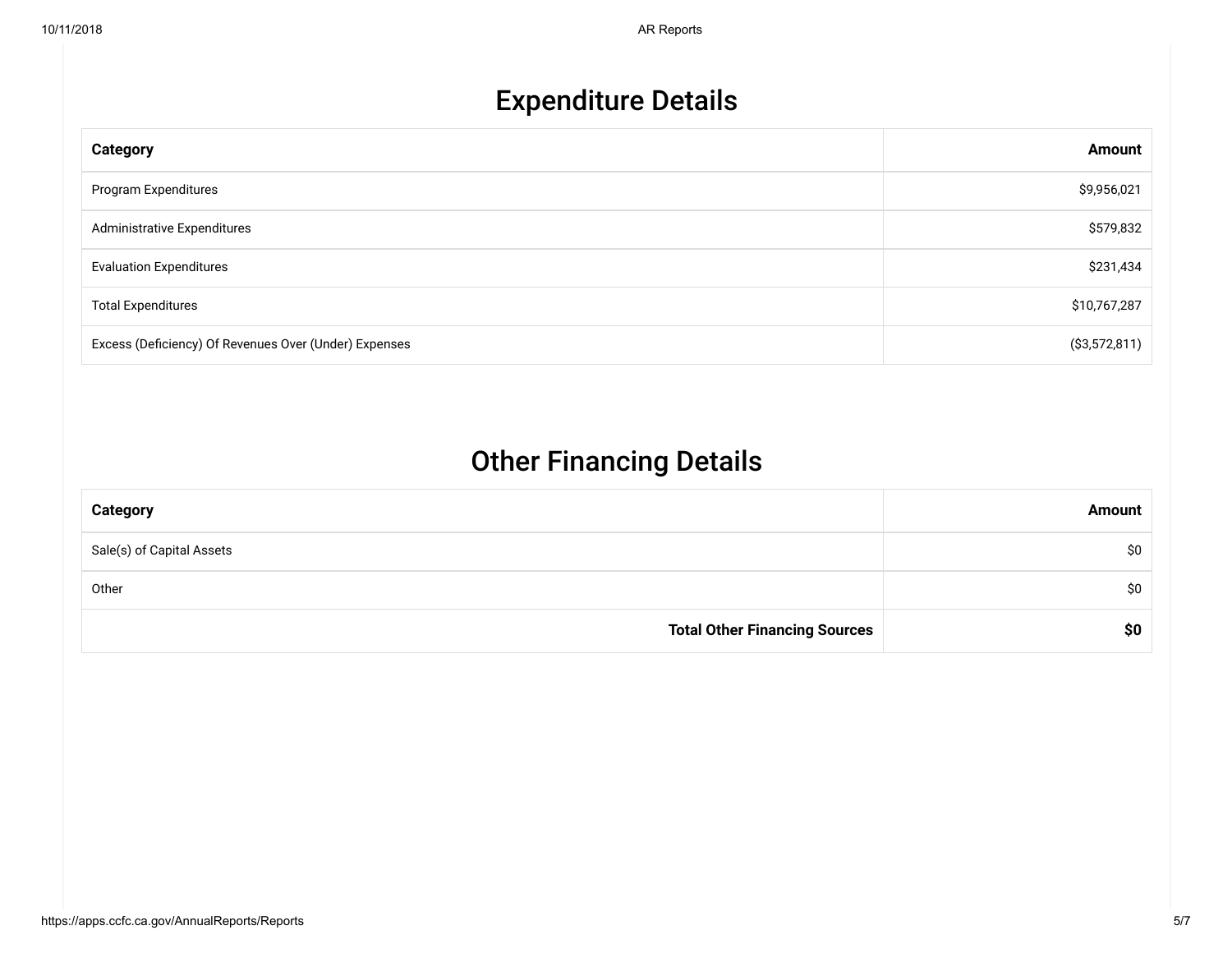## Expenditure Details

| Category | Amount |
| --- | --- |
| Program Expenditures | $9,956,021 |
| Administrative Expenditures | $579,832 |
| Evaluation Expenditures | $231,434 |
| Total Expenditures | $10,767,287 |
| Excess (Deficiency) Of Revenues Over (Under) Expenses | ($3,572,811) |

## Other Financing Details

| Category | Amount |
| --- | --- |
| Sale(s) of Capital Assets | $0 |
| Other | $0 |
| **Total Other Financing Sources** | **$0** |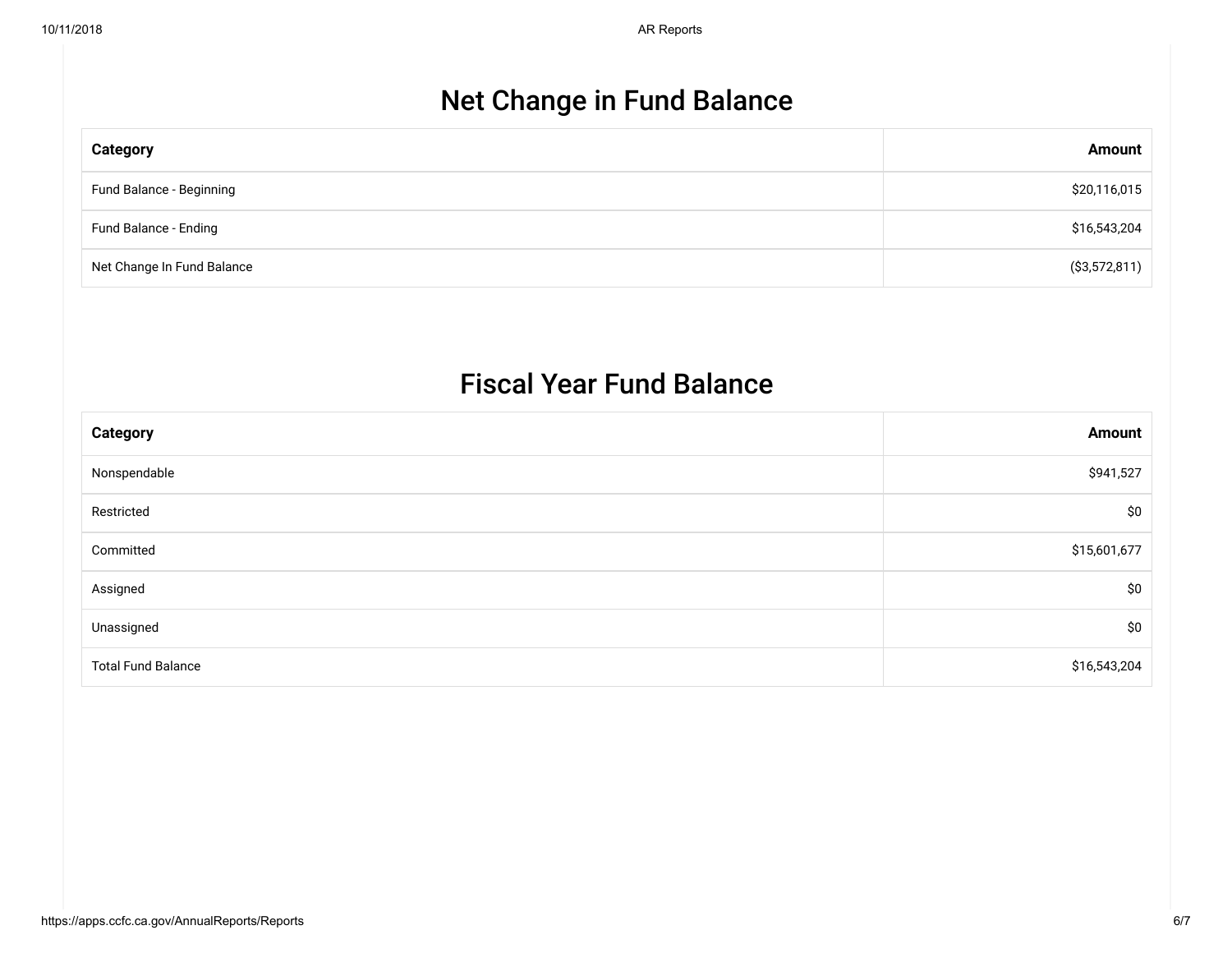# Net Change in Fund Balance

| Category | Amount |
|---|---:|
| Fund Balance - Beginning | $20,116,015 |
| Fund Balance - Ending | $16,543,204 |
| Net Change In Fund Balance | ($3,572,811) |

# Fiscal Year Fund Balance

| Category | Amount |
|---|---:|
| Nonspendable | $941,527 |
| Restricted | $0 |
| Committed | $15,601,677 |
| Assigned | $0 |
| Unassigned | $0 |
| Total Fund Balance | $16,543,204 |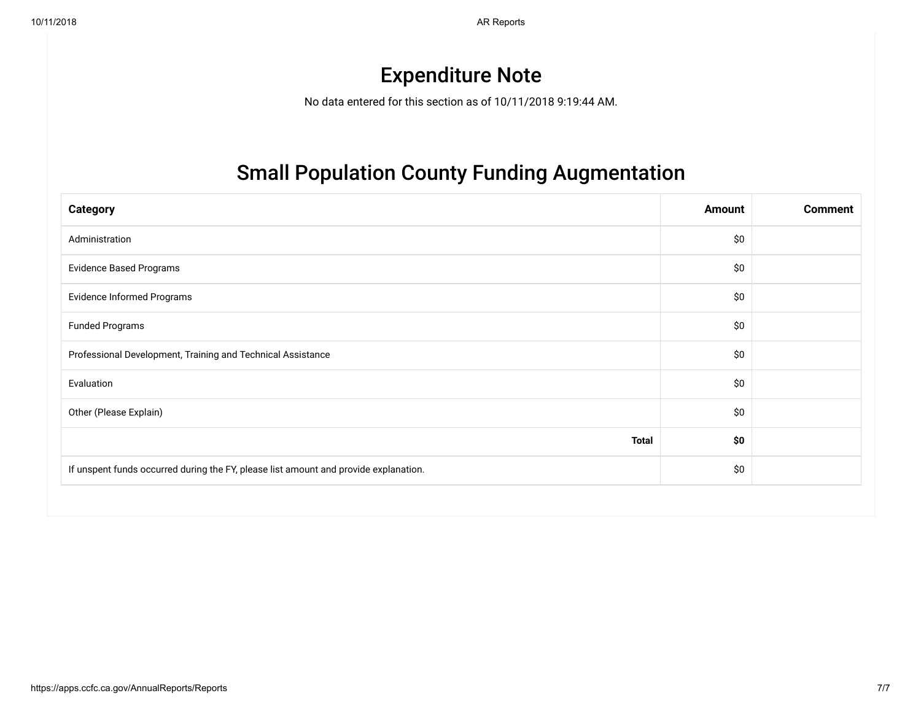## Expenditure Note

No data entered for this section as of 10/11/2018 9:19:44 AM.

## Small Population County Funding Augmentation

| Category | Amount | Comment |
|---|---|---|
| Administration | $0 | |
| Evidence Based Programs | $0 | |
| Evidence Informed Programs | $0 | |
| Funded Programs | $0 | |
| Professional Development, Training and Technical Assistance | $0 | |
| Evaluation | $0 | |
| Other (Please Explain) | $0 | |
| **Total** | **$0** | |
| If unspent funds occurred during the FY, please list amount and provide explanation. | $0 | |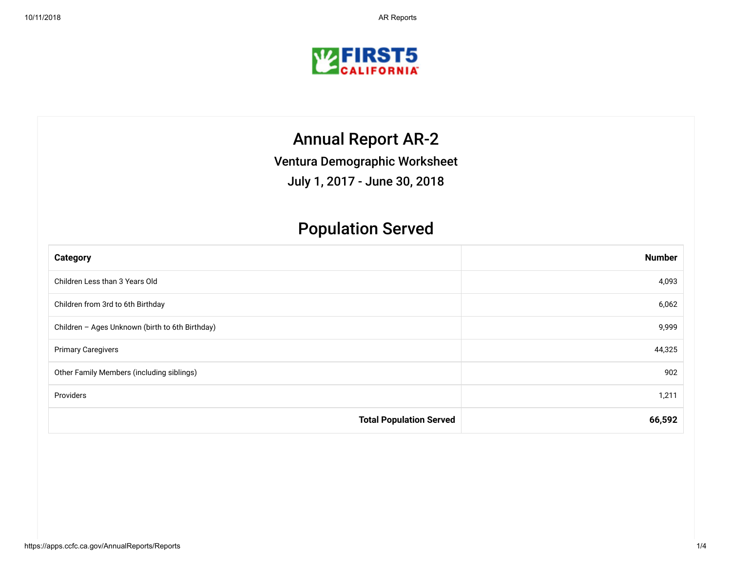# Annual Report AR-2

### Ventura Demographic Worksheet

### July 1, 2017 - June 30, 2018

## Population Served

| Category | Number |
|---|---:|
| Children Less than 3 Years Old | 4,093 |
| Children from 3rd to 6th Birthday | 6,062 |
| Children – Ages Unknown (birth to 6th Birthday) | 9,999 |
| Primary Caregivers | 44,325 |
| Other Family Members (including siblings) | 902 |
| Providers | 1,211 |
| **Total Population Served** | **66,592** |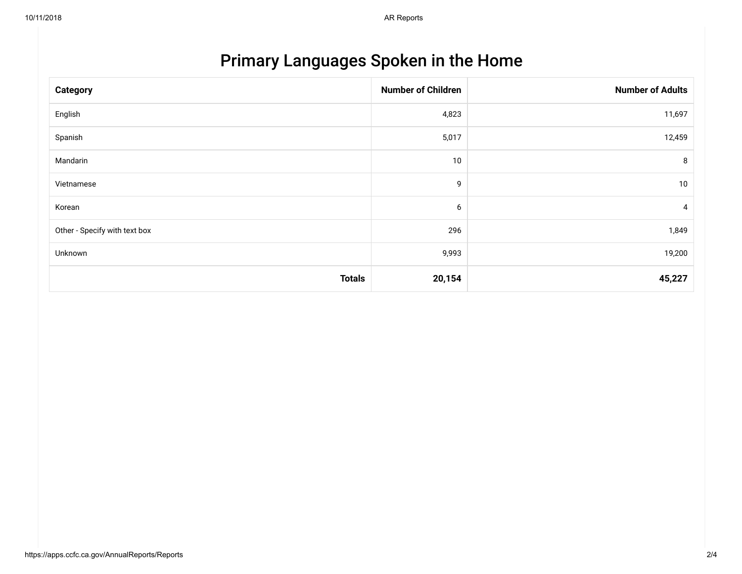# Primary Languages Spoken in the Home

| Category | Number of Children | Number of Adults |
|---|---:|---:|
| English | 4,823 | 11,697 |
| Spanish | 5,017 | 12,459 |
| Mandarin | 10 | 8 |
| Vietnamese | 9 | 10 |
| Korean | 6 | 4 |
| Other - Specify with text box | 296 | 1,849 |
| Unknown | 9,993 | 19,200 |
| **Totals** | **20,154** | **45,227** |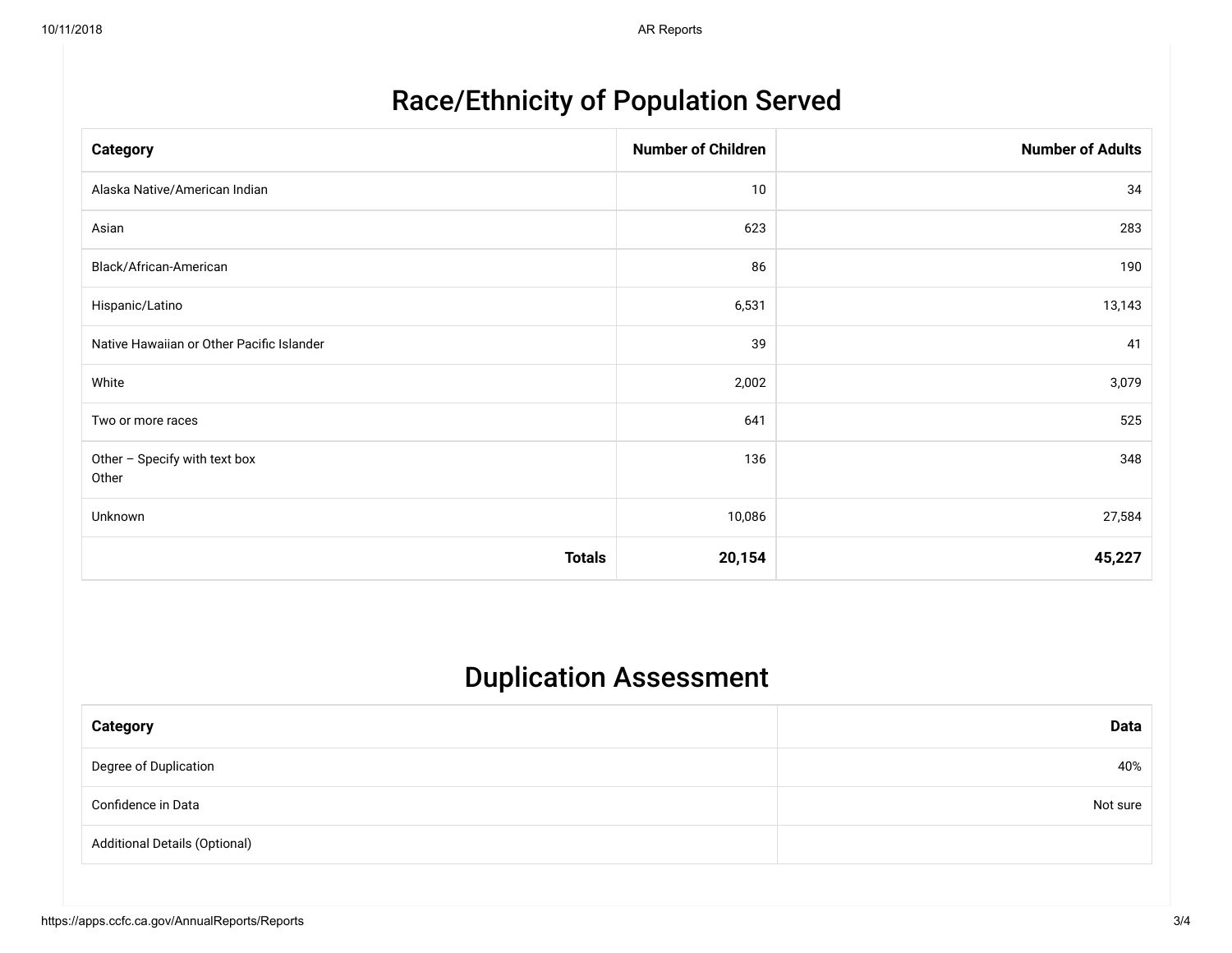# Race/Ethnicity of Population Served

| Category | Number of Children | Number of Adults |
|---|---|---|
| Alaska Native/American Indian | 10 | 34 |
| Asian | 623 | 283 |
| Black/African-American | 86 | 190 |
| Hispanic/Latino | 6,531 | 13,143 |
| Native Hawaiian or Other Pacific Islander | 39 | 41 |
| White | 2,002 | 3,079 |
| Two or more races | 641 | 525 |
| Other – Specify with text box<br>Other | 136 | 348 |
| Unknown | 10,086 | 27,584 |
| **Totals** | **20,154** | **45,227** |

# Duplication Assessment

| Category | Data |
|---|---|
| Degree of Duplication | 40% |
| Confidence in Data | Not sure |
| Additional Details (Optional) | |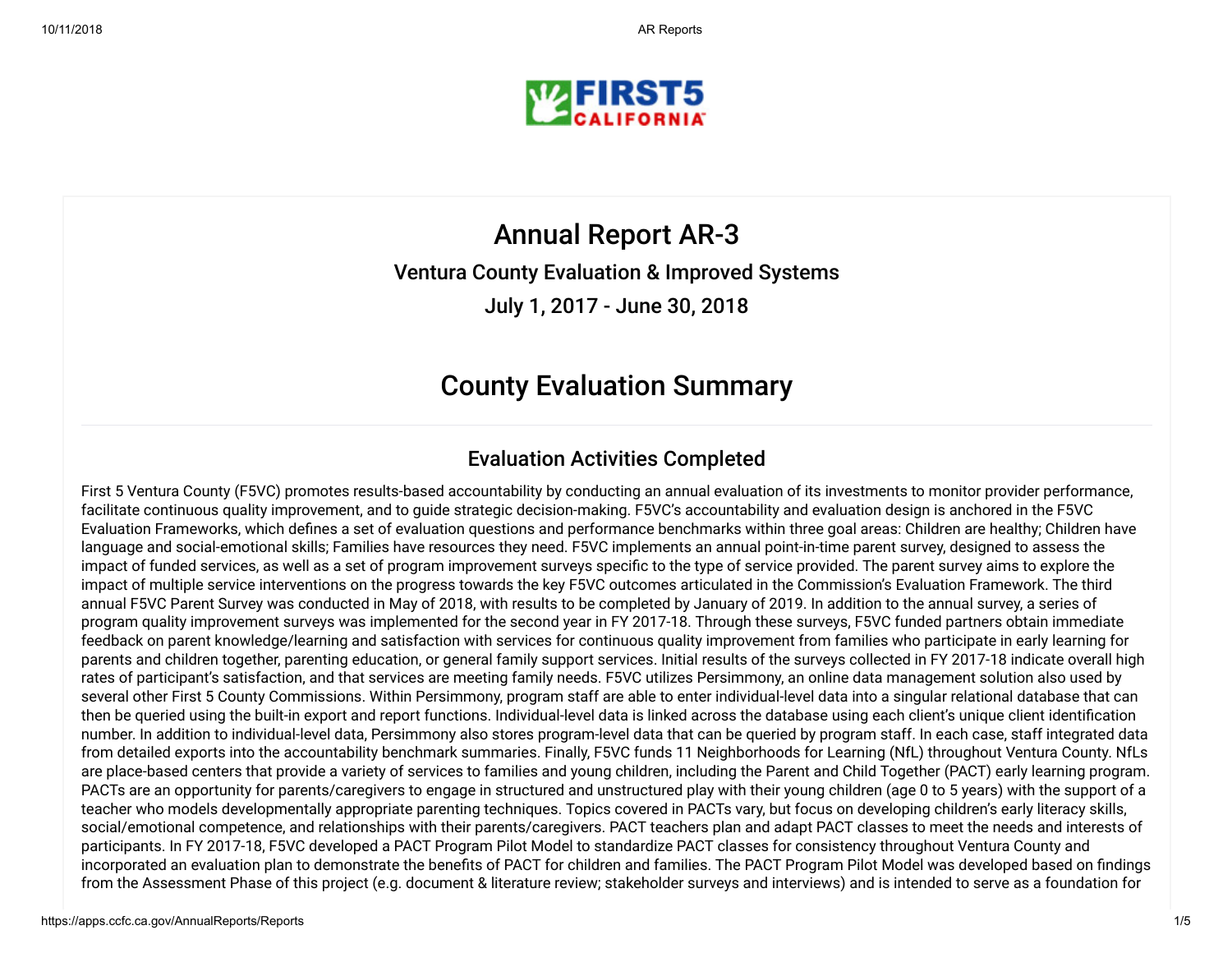# Annual Report AR-3

### Ventura County Evaluation & Improved Systems

### July 1, 2017 - June 30, 2018

# County Evaluation Summary

## Evaluation Activities Completed

First 5 Ventura County (F5VC) promotes results-based accountability by conducting an annual evaluation of its investments to monitor provider performance, facilitate continuous quality improvement, and to guide strategic decision-making. F5VC's accountability and evaluation design is anchored in the F5VC Evaluation Frameworks, which defines a set of evaluation questions and performance benchmarks within three goal areas: Children are healthy; Children have language and social-emotional skills; Families have resources they need. F5VC implements an annual point-in-time parent survey, designed to assess the impact of funded services, as well as a set of program improvement surveys specific to the type of service provided. The parent survey aims to explore the impact of multiple service interventions on the progress towards the key F5VC outcomes articulated in the Commission's Evaluation Framework. The third annual F5VC Parent Survey was conducted in May of 2018, with results to be completed by January of 2019. In addition to the annual survey, a series of program quality improvement surveys was implemented for the second year in FY 2017-18. Through these surveys, F5VC funded partners obtain immediate feedback on parent knowledge/learning and satisfaction with services for continuous quality improvement from families who participate in early learning for parents and children together, parenting education, or general family support services. Initial results of the surveys collected in FY 2017-18 indicate overall high rates of participant's satisfaction, and that services are meeting family needs. F5VC utilizes Persimmony, an online data management solution also used by several other First 5 County Commissions. Within Persimmony, program staff are able to enter individual-level data into a singular relational database that can then be queried using the built-in export and report functions. Individual-level data is linked across the database using each client's unique client identification number. In addition to individual-level data, Persimmony also stores program-level data that can be queried by program staff. In each case, staff integrated data from detailed exports into the accountability benchmark summaries. Finally, F5VC funds 11 Neighborhoods for Learning (NfL) throughout Ventura County. NfLs are place-based centers that provide a variety of services to families and young children, including the Parent and Child Together (PACT) early learning program. PACTs are an opportunity for parents/caregivers to engage in structured and unstructured play with their young children (age 0 to 5 years) with the support of a teacher who models developmentally appropriate parenting techniques. Topics covered in PACTs vary, but focus on developing children's early literacy skills, social/emotional competence, and relationships with their parents/caregivers. PACT teachers plan and adapt PACT classes to meet the needs and interests of participants. In FY 2017-18, F5VC developed a PACT Program Pilot Model to standardize PACT classes for consistency throughout Ventura County and incorporated an evaluation plan to demonstrate the benefits of PACT for children and families. The PACT Program Pilot Model was developed based on findings from the Assessment Phase of this project (e.g. document & literature review; stakeholder surveys and interviews) and is intended to serve as a foundation for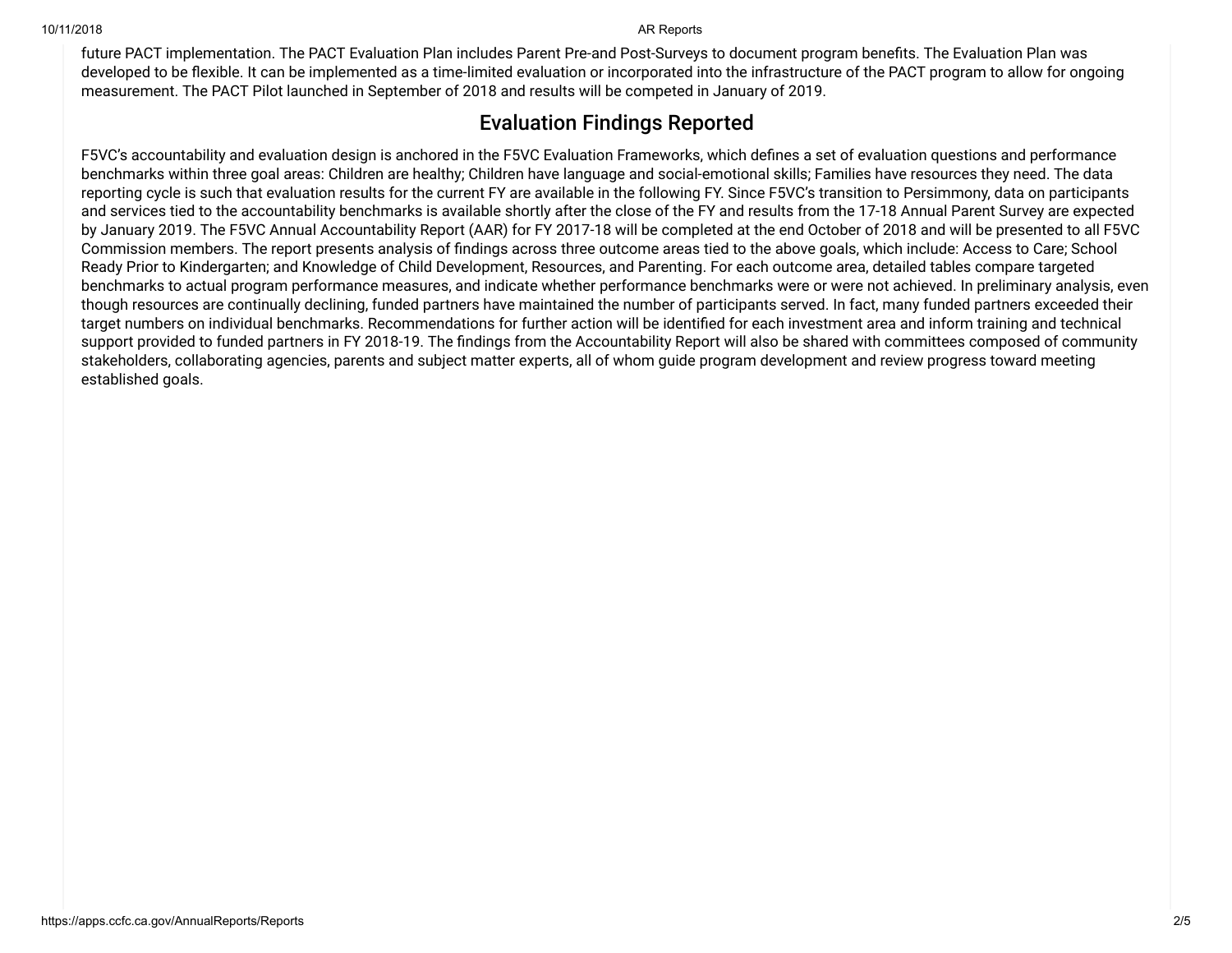future PACT implementation. The PACT Evaluation Plan includes Parent Pre-and Post-Surveys to document program benefits. The Evaluation Plan was developed to be flexible. It can be implemented as a time-limited evaluation or incorporated into the infrastructure of the PACT program to allow for ongoing measurement. The PACT Pilot launched in September of 2018 and results will be competed in January of 2019.

## Evaluation Findings Reported

F5VC's accountability and evaluation design is anchored in the F5VC Evaluation Frameworks, which defines a set of evaluation questions and performance benchmarks within three goal areas: Children are healthy; Children have language and social-emotional skills; Families have resources they need. The data reporting cycle is such that evaluation results for the current FY are available in the following FY. Since F5VC's transition to Persimmony, data on participants and services tied to the accountability benchmarks is available shortly after the close of the FY and results from the 17-18 Annual Parent Survey are expected by January 2019. The F5VC Annual Accountability Report (AAR) for FY 2017-18 will be completed at the end October of 2018 and will be presented to all F5VC Commission members. The report presents analysis of findings across three outcome areas tied to the above goals, which include: Access to Care; School Ready Prior to Kindergarten; and Knowledge of Child Development, Resources, and Parenting. For each outcome area, detailed tables compare targeted benchmarks to actual program performance measures, and indicate whether performance benchmarks were or were not achieved. In preliminary analysis, even though resources are continually declining, funded partners have maintained the number of participants served. In fact, many funded partners exceeded their target numbers on individual benchmarks. Recommendations for further action will be identified for each investment area and inform training and technical support provided to funded partners in FY 2018-19. The findings from the Accountability Report will also be shared with committees composed of community stakeholders, collaborating agencies, parents and subject matter experts, all of whom guide program development and review progress toward meeting established goals.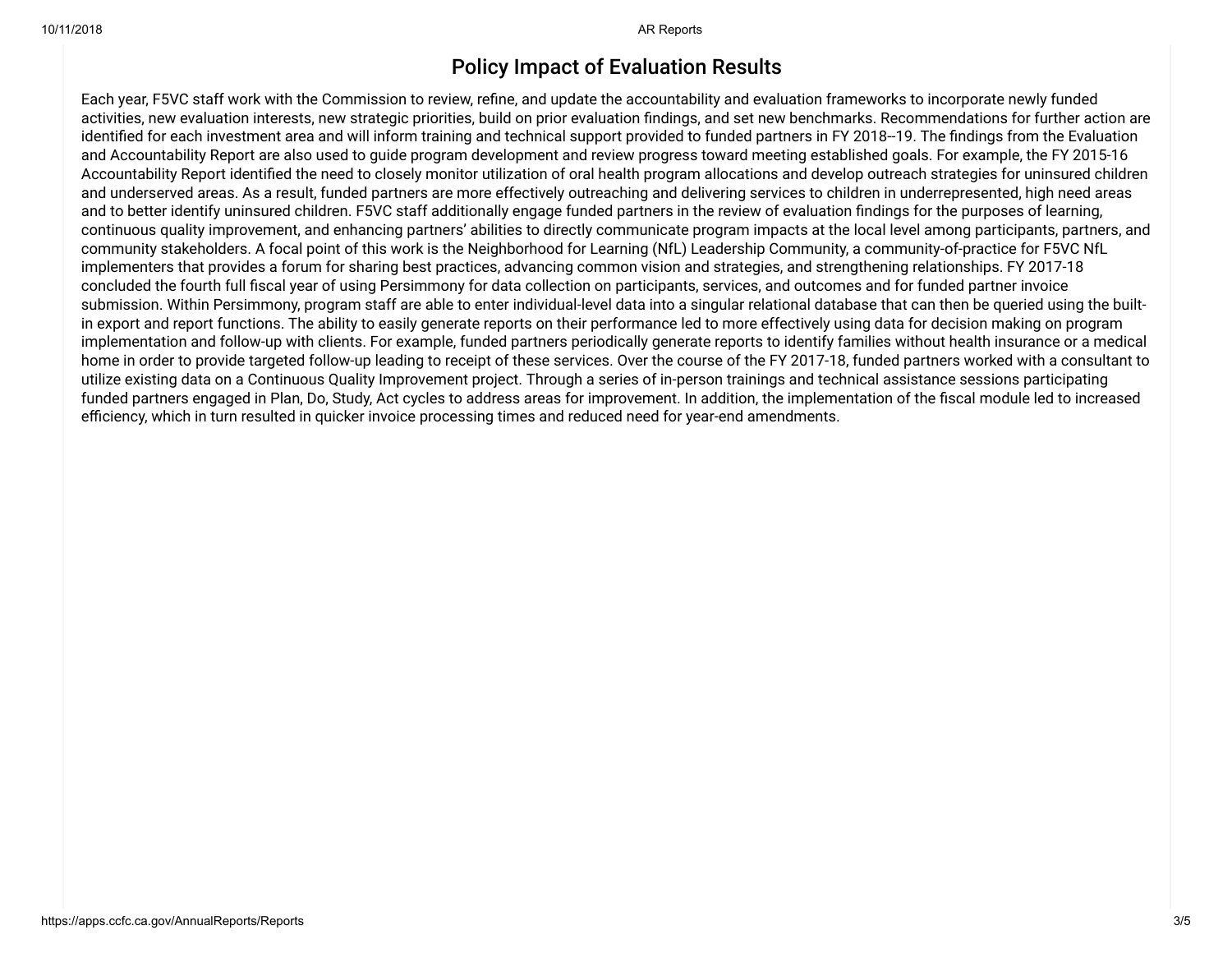## Policy Impact of Evaluation Results

Each year, F5VC staff work with the Commission to review, refine, and update the accountability and evaluation frameworks to incorporate newly funded activities, new evaluation interests, new strategic priorities, build on prior evaluation findings, and set new benchmarks. Recommendations for further action are identified for each investment area and will inform training and technical support provided to funded partners in FY 2018--19. The findings from the Evaluation and Accountability Report are also used to guide program development and review progress toward meeting established goals. For example, the FY 2015-16 Accountability Report identified the need to closely monitor utilization of oral health program allocations and develop outreach strategies for uninsured children and underserved areas. As a result, funded partners are more effectively outreaching and delivering services to children in underrepresented, high need areas and to better identify uninsured children. F5VC staff additionally engage funded partners in the review of evaluation findings for the purposes of learning, continuous quality improvement, and enhancing partners' abilities to directly communicate program impacts at the local level among participants, partners, and community stakeholders. A focal point of this work is the Neighborhood for Learning (NfL) Leadership Community, a community-of-practice for F5VC NfL implementers that provides a forum for sharing best practices, advancing common vision and strategies, and strengthening relationships. FY 2017-18 concluded the fourth full fiscal year of using Persimmony for data collection on participants, services, and outcomes and for funded partner invoice submission. Within Persimmony, program staff are able to enter individual-level data into a singular relational database that can then be queried using the built-in export and report functions. The ability to easily generate reports on their performance led to more effectively using data for decision making on program implementation and follow-up with clients. For example, funded partners periodically generate reports to identify families without health insurance or a medical home in order to provide targeted follow-up leading to receipt of these services. Over the course of the FY 2017-18, funded partners worked with a consultant to utilize existing data on a Continuous Quality Improvement project. Through a series of in-person trainings and technical assistance sessions participating funded partners engaged in Plan, Do, Study, Act cycles to address areas for improvement. In addition, the implementation of the fiscal module led to increased efficiency, which in turn resulted in quicker invoice processing times and reduced need for year-end amendments.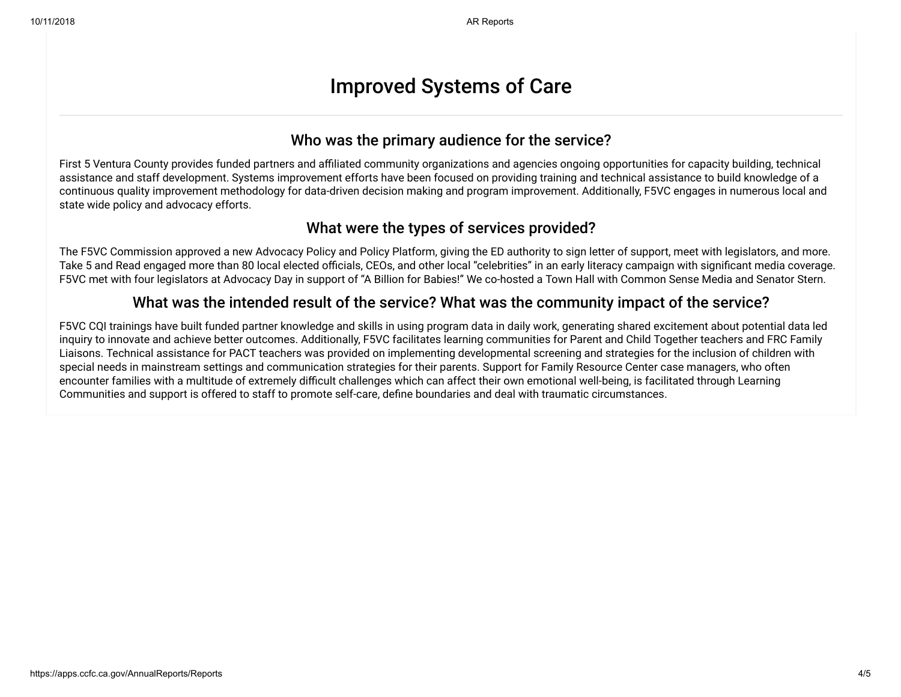# Improved Systems of Care

## Who was the primary audience for the service?

First 5 Ventura County provides funded partners and affiliated community organizations and agencies ongoing opportunities for capacity building, technical assistance and staff development. Systems improvement efforts have been focused on providing training and technical assistance to build knowledge of a continuous quality improvement methodology for data-driven decision making and program improvement. Additionally, F5VC engages in numerous local and state wide policy and advocacy efforts.

## What were the types of services provided?

The F5VC Commission approved a new Advocacy Policy and Policy Platform, giving the ED authority to sign letter of support, meet with legislators, and more. Take 5 and Read engaged more than 80 local elected officials, CEOs, and other local "celebrities" in an early literacy campaign with significant media coverage. F5VC met with four legislators at Advocacy Day in support of "A Billion for Babies!" We co-hosted a Town Hall with Common Sense Media and Senator Stern.

## What was the intended result of the service? What was the community impact of the service?

F5VC CQI trainings have built funded partner knowledge and skills in using program data in daily work, generating shared excitement about potential data led inquiry to innovate and achieve better outcomes. Additionally, F5VC facilitates learning communities for Parent and Child Together teachers and FRC Family Liaisons. Technical assistance for PACT teachers was provided on implementing developmental screening and strategies for the inclusion of children with special needs in mainstream settings and communication strategies for their parents. Support for Family Resource Center case managers, who often encounter families with a multitude of extremely difficult challenges which can affect their own emotional well-being, is facilitated through Learning Communities and support is offered to staff to promote self-care, define boundaries and deal with traumatic circumstances.